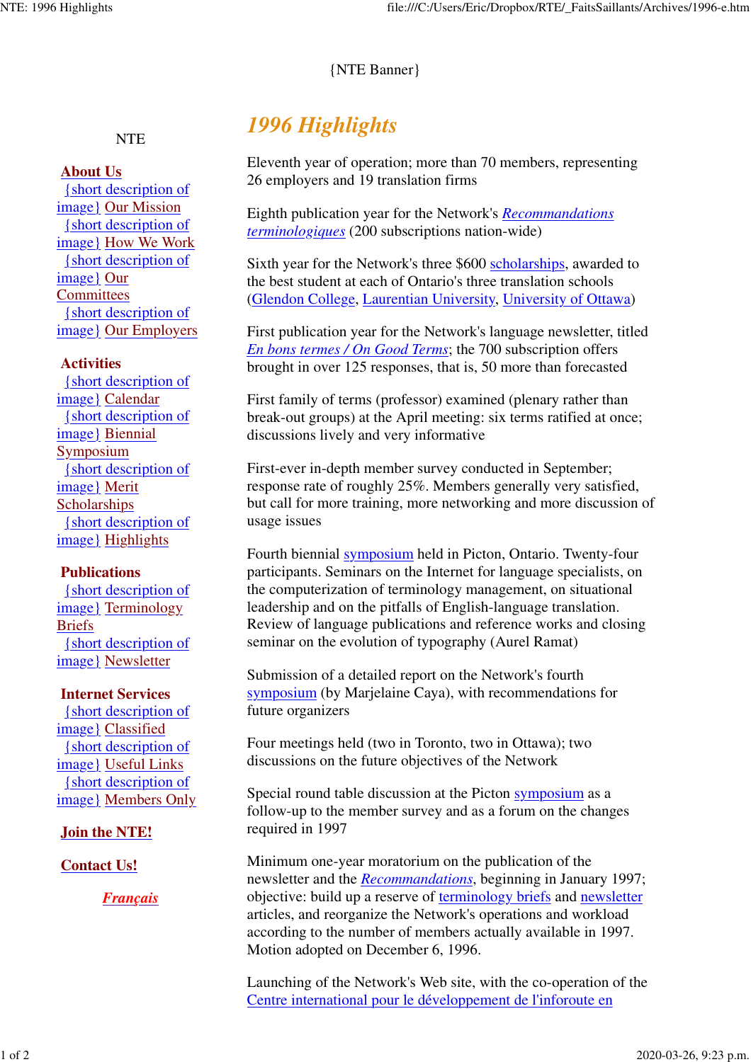{NTE Banner}

NTE

**About Us**
{short description of image} Our Mission
{short description of image} How We Work
{short description of image} Our Committees
{short description of image} Our Employers

**Activities**
{short description of image} Calendar
{short description of image} Biennial Symposium
{short description of image} Merit Scholarships
{short description of image} Highlights

**Publications**
{short description of image} Terminology Briefs
{short description of image} Newsletter

**Internet Services**
{short description of image} Classified
{short description of image} Useful Links
{short description of image} Members Only

**Join the NTE!**

**Contact Us!**

***Français***

# *1996 Highlights*

Eleventh year of operation; more than 70 members, representing 26 employers and 19 translation firms

Eighth publication year for the Network's *Recommandations terminologiques* (200 subscriptions nation-wide)

Sixth year for the Network's three $600 scholarships, awarded to the best student at each of Ontario's three translation schools (Glendon College, Laurentian University, University of Ottawa)

First publication year for the Network's language newsletter, titled *En bons termes / On Good Terms*; the 700 subscription offers brought in over 125 responses, that is, 50 more than forecasted

First family of terms (professor) examined (plenary rather than break-out groups) at the April meeting: six terms ratified at once; discussions lively and very informative

First-ever in-depth member survey conducted in September; response rate of roughly 25%. Members generally very satisfied, but call for more training, more networking and more discussion of usage issues

Fourth biennial symposium held in Picton, Ontario. Twenty-four participants. Seminars on the Internet for language specialists, on the computerization of terminology management, on situational leadership and on the pitfalls of English-language translation. Review of language publications and reference works and closing seminar on the evolution of typography (Aurel Ramat)

Submission of a detailed report on the Network's fourth symposium (by Marjelaine Caya), with recommendations for future organizers

Four meetings held (two in Toronto, two in Ottawa); two discussions on the future objectives of the Network

Special round table discussion at the Picton symposium as a follow-up to the member survey and as a forum on the changes required in 1997

Minimum one-year moratorium on the publication of the newsletter and the *Recommandations*, beginning in January 1997; objective: build up a reserve of terminology briefs and newsletter articles, and reorganize the Network's operations and workload according to the number of members actually available in 1997. Motion adopted on December 6, 1996.

Launching of the Network's Web site, with the co-operation of the Centre international pour le développement de l'inforoute en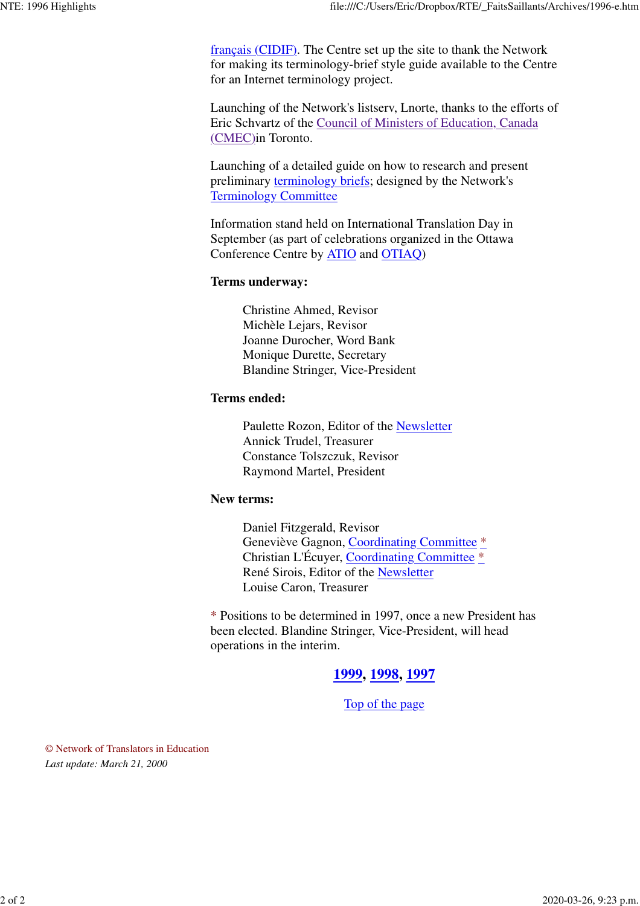français (CIDIF). The Centre set up the site to thank the Network for making its terminology-brief style guide available to the Centre for an Internet terminology project.

Launching of the Network's listserv, Lnorte, thanks to the efforts of Eric Schvartz of the Council of Ministers of Education, Canada (CMEC)in Toronto.

Launching of a detailed guide on how to research and present preliminary terminology briefs; designed by the Network's Terminology Committee

Information stand held on International Translation Day in September (as part of celebrations organized in the Ottawa Conference Centre by ATIO and OTIAQ)

**Terms underway:**

> Christine Ahmed, Revisor
> Michèle Lejars, Revisor
> Joanne Durocher, Word Bank
> Monique Durette, Secretary
> Blandine Stringer, Vice-President

**Terms ended:**

> Paulette Rozon, Editor of the Newsletter
> Annick Trudel, Treasurer
> Constance Tolszczuk, Revisor
> Raymond Martel, President

**New terms:**

> Daniel Fitzgerald, Revisor
> Geneviève Gagnon, Coordinating Committee *
> Christian L'Écuyer, Coordinating Committee *
> René Sirois, Editor of the Newsletter
> Louise Caron, Treasurer

* Positions to be determined in 1997, once a new President has been elected. Blandine Stringer, Vice-President, will head operations in the interim.

**1999, 1998, 1997**

Top of the page

© Network of Translators in Education
*Last update: March 21, 2000*